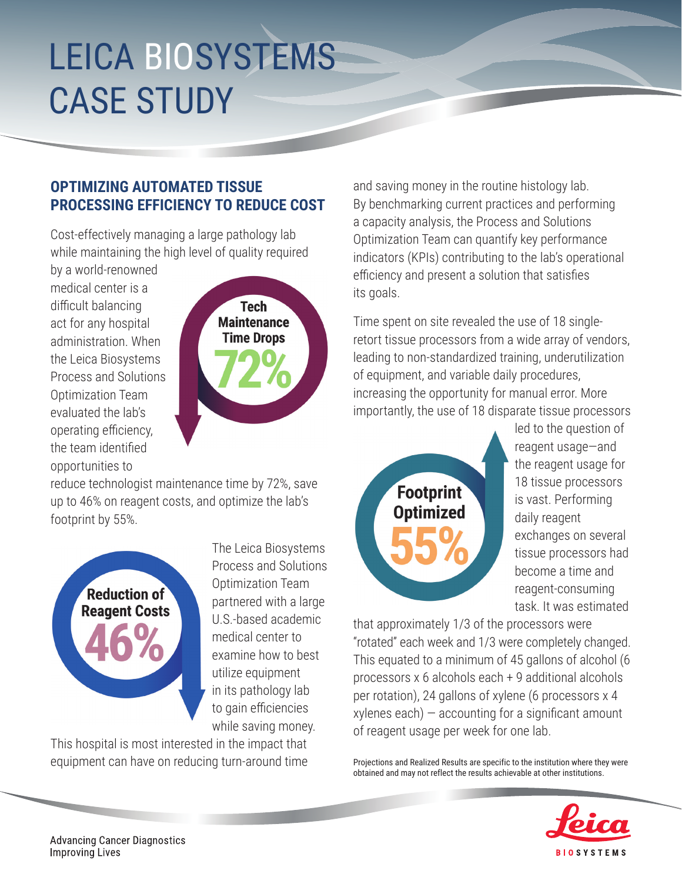# LEICA BIOSYSTEMS CASE STUDY

## OPTIMIZING AUTOMATED TISSUE PROCESSING EFFICIENCY TO REDUCE COST

Cost-effectively managing a large pathology lab while maintaining the high level of quality required by a world-renowned medical center is a difficult balancing act for any hospital administration. When the Leica Biosystems Process and Solutions Optimization Team evaluated the lab's operating efficiency, the team identified opportunities to reduce technologist maintenance time by 72%, save up to 46% on reagent costs, and optimize the lab's footprint by 55%.

**Tech Maintenance Time Drops 72%**

**Reduction of Reagent Costs 46%**

The Leica Biosystems Process and Solutions Optimization Team partnered with a large U.S.-based academic medical center to examine how to best utilize equipment in its pathology lab to gain efficiencies while saving money. This hospital is most interested in the impact that equipment can have on reducing turn-around time and saving money in the routine histology lab. By benchmarking current practices and performing a capacity analysis, the Process and Solutions Optimization Team can quantify key performance indicators (KPIs) contributing to the lab's operational efficiency and present a solution that satisfies its goals.

Time spent on site revealed the use of 18 single-retort tissue processors from a wide array of vendors, leading to non-standardized training, underutilization of equipment, and variable daily procedures, increasing the opportunity for manual error. More importantly, the use of 18 disparate tissue processors led to the question of reagent usage—and the reagent usage for 18 tissue processors is vast. Performing daily reagent exchanges on several tissue processors had become a time and reagent-consuming task. It was estimated that approximately 1/3 of the processors were "rotated" each week and 1/3 were completely changed. This equated to a minimum of 45 gallons of alcohol (6 processors x 6 alcohols each + 9 additional alcohols per rotation), 24 gallons of xylene (6 processors x 4 xylenes each) – accounting for a significant amount of reagent usage per week for one lab.

**Footprint Optimized 55%**

Projections and Realized Results are specific to the institution where they were obtained and may not reflect the results achievable at other institutions.

Advancing Cancer Diagnostics
Improving Lives

Leica BIOSYSTEMS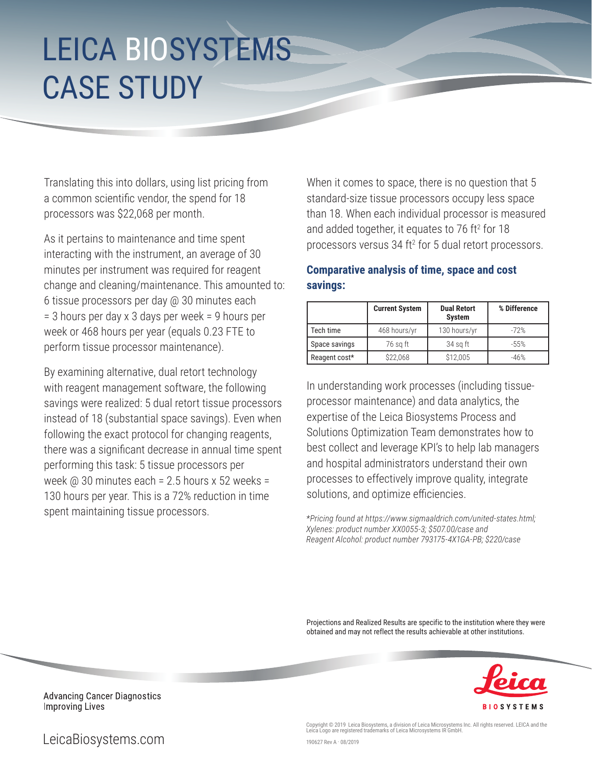# LEICA BIOSYSTEMS CASE STUDY

Translating this into dollars, using list pricing from a common scientific vendor, the spend for 18 processors was $22,068 per month.

As it pertains to maintenance and time spent interacting with the instrument, an average of 30 minutes per instrument was required for reagent change and cleaning/maintenance. This amounted to: 6 tissue processors per day @ 30 minutes each = 3 hours per day x 3 days per week = 9 hours per week or 468 hours per year (equals 0.23 FTE to perform tissue processor maintenance).

By examining alternative, dual retort technology with reagent management software, the following savings were realized: 5 dual retort tissue processors instead of 18 (substantial space savings). Even when following the exact protocol for changing reagents, there was a significant decrease in annual time spent performing this task: 5 tissue processors per week @ 30 minutes each = 2.5 hours x 52 weeks = 130 hours per year. This is a 72% reduction in time spent maintaining tissue processors.

When it comes to space, there is no question that 5 standard-size tissue processors occupy less space than 18. When each individual processor is measured and added together, it equates to 76 $ft^2$ for 18 processors versus 34 $ft^2$ for 5 dual retort processors.

### Comparative analysis of time, space and cost savings:

| | Current System | Dual Retort System | % Difference |
|---|---|---|---|
| Tech time | 468 hours/yr | 130 hours/yr | -72% |
| Space savings | 76 sq ft | 34 sq ft | -55% |
| Reagent cost* | $22,068 | $12,005 | -46% |

In understanding work processes (including tissue-processor maintenance) and data analytics, the expertise of the Leica Biosystems Process and Solutions Optimization Team demonstrates how to best collect and leverage KPI's to help lab managers and hospital administrators understand their own processes to effectively improve quality, integrate solutions, and optimize efficiencies.

*\*Pricing found at https://www.sigmaaldrich.com/united-states.html; Xylenes: product number XX0055-3; $507.00/case and Reagent Alcohol: product number 793175-4X1GA-PB; $220/case*

Projections and Realized Results are specific to the institution where they were obtained and may not reflect the results achievable at other institutions.

Advancing Cancer Diagnostics
Improving Lives

LeicaBiosystems.com

Leica BIOSYSTEMS

Copyright © 2019 Leica Biosystems, a division of Leica Microsystems Inc. All rights reserved. LEICA and the Leica Logo are registered trademarks of Leica Microsystems IR GmbH.

190627 Rev A · 08/2019